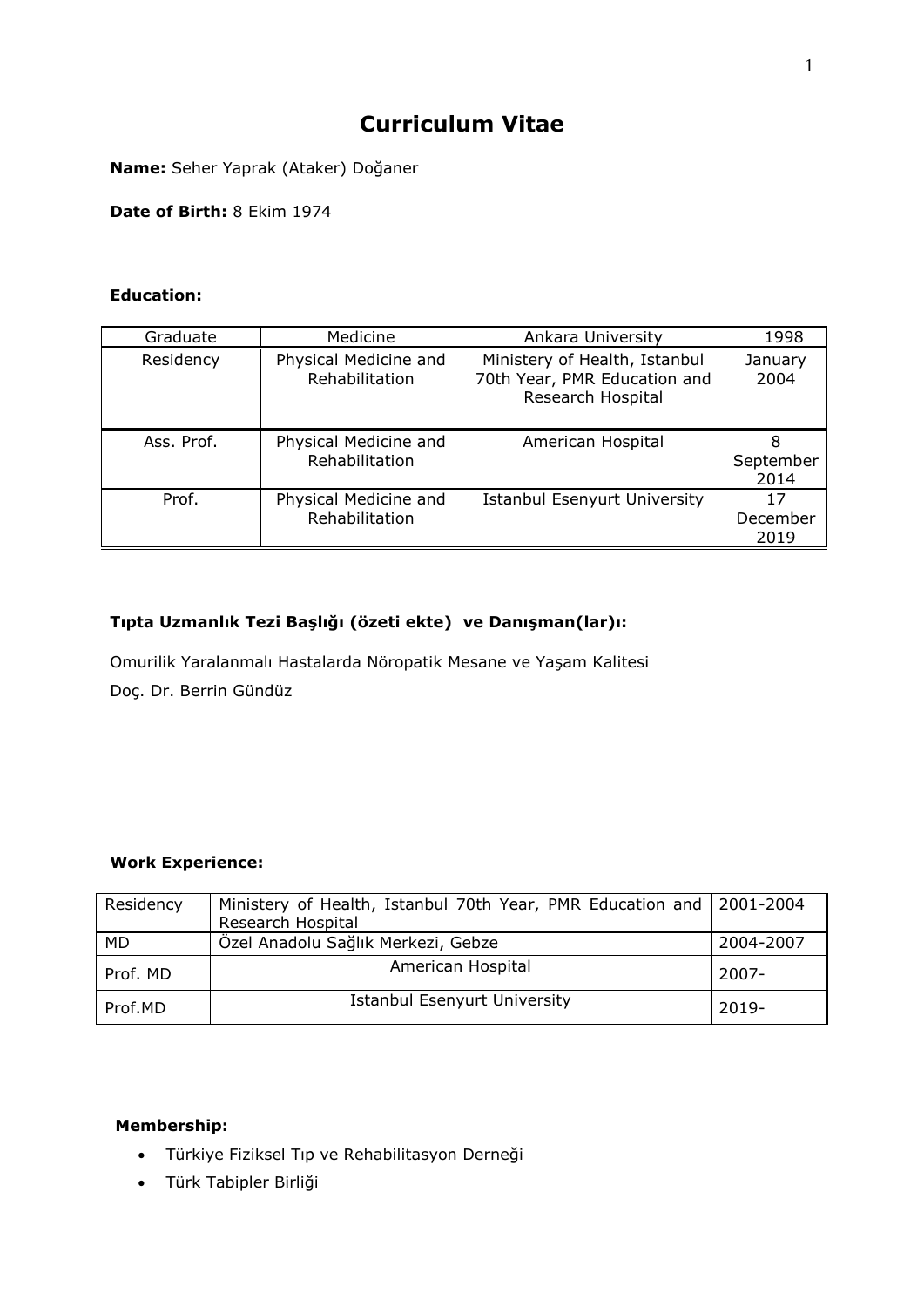# Curriculum Vitae

**Name:** Seher Yaprak (Ataker) Doğaner

**Date of Birth:** 8 Ekim 1974

**Education:**

| Graduate | Medicine | Ankara University | 1998 |
|---|---|---|---|
| Residency | Physical Medicine and Rehabilitation | Ministery of Health, Istanbul 70th Year, PMR Education and Research Hospital | January 2004 |
| Ass. Prof. | Physical Medicine and Rehabilitation | American Hospital | 8 September 2014 |
| Prof. | Physical Medicine and Rehabilitation | Istanbul Esenyurt University | 17 December 2019 |

**Tıpta Uzmanlık Tezi Başlığı (özeti ekte) ve Danışman(lar)ı:**

Omurilik Yaralanmalı Hastalarda Nöropatik Mesane ve Yaşam Kalitesi

Doç. Dr. Berrin Gündüz

**Work Experience:**

| Residency | Ministery of Health, Istanbul 70th Year, PMR Education and Research Hospital | 2001-2004 |
|---|---|---|
| MD | Özel Anadolu Sağlık Merkezi, Gebze | 2004-2007 |
| Prof. MD | American Hospital | 2007- |
| Prof.MD | Istanbul Esenyurt University | 2019- |

**Membership:**

- Türkiye Fiziksel Tıp ve Rehabilitasyon Derneği
- Türk Tabipler Birliği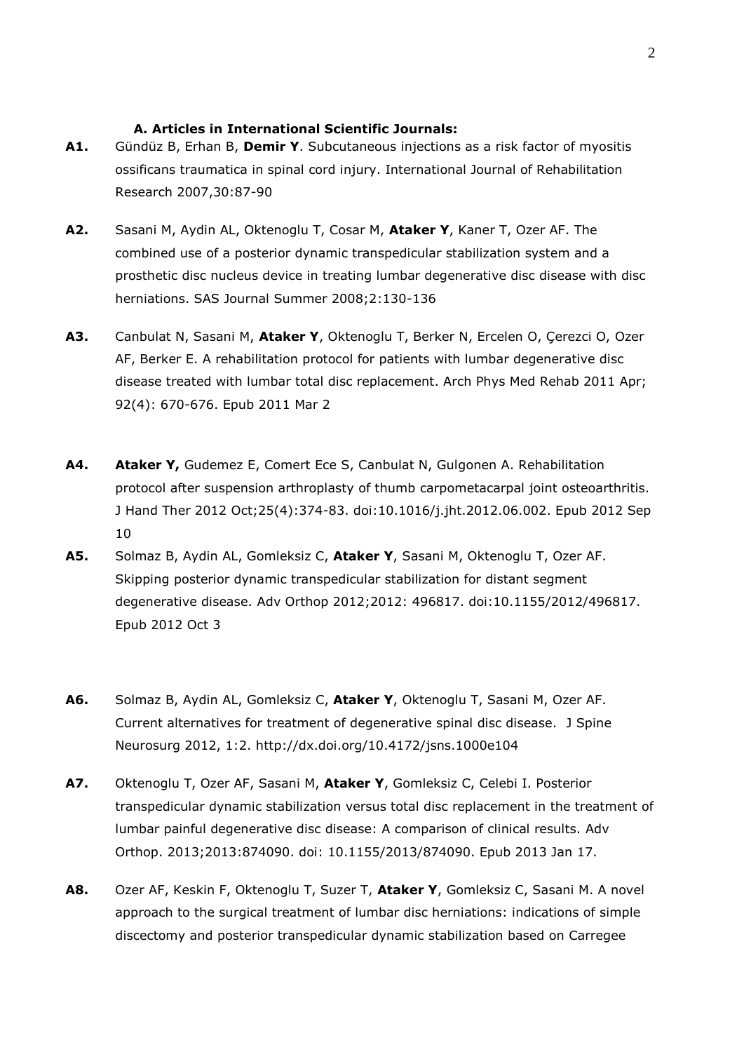### A. Articles in International Scientific Journals:

**A1.** Gündüz B, Erhan B, **Demir Y**. Subcutaneous injections as a risk factor of myositis ossificans traumatica in spinal cord injury. International Journal of Rehabilitation Research 2007,30:87-90

**A2.** Sasani M, Aydin AL, Oktenoglu T, Cosar M, **Ataker Y**, Kaner T, Ozer AF. The combined use of a posterior dynamic transpedicular stabilization system and a prosthetic disc nucleus device in treating lumbar degenerative disc disease with disc herniations. SAS Journal Summer 2008;2:130-136

**A3.** Canbulat N, Sasani M, **Ataker Y**, Oktenoglu T, Berker N, Ercelen O, Çerezci O, Ozer AF, Berker E. A rehabilitation protocol for patients with lumbar degenerative disc disease treated with lumbar total disc replacement. Arch Phys Med Rehab 2011 Apr; 92(4): 670-676. Epub 2011 Mar 2

**A4.** **Ataker Y,** Gudemez E, Comert Ece S, Canbulat N, Gulgonen A. Rehabilitation protocol after suspension arthroplasty of thumb carpometacarpal joint osteoarthritis. J Hand Ther 2012 Oct;25(4):374-83. doi:10.1016/j.jht.2012.06.002. Epub 2012 Sep 10

**A5.** Solmaz B, Aydin AL, Gomleksiz C, **Ataker Y**, Sasani M, Oktenoglu T, Ozer AF. Skipping posterior dynamic transpedicular stabilization for distant segment degenerative disease. Adv Orthop 2012;2012: 496817. doi:10.1155/2012/496817. Epub 2012 Oct 3

**A6.** Solmaz B, Aydin AL, Gomleksiz C, **Ataker Y**, Oktenoglu T, Sasani M, Ozer AF. Current alternatives for treatment of degenerative spinal disc disease. J Spine Neurosurg 2012, 1:2. http://dx.doi.org/10.4172/jsns.1000e104

**A7.** Oktenoglu T, Ozer AF, Sasani M, **Ataker Y**, Gomleksiz C, Celebi I. Posterior transpedicular dynamic stabilization versus total disc replacement in the treatment of lumbar painful degenerative disc disease: A comparison of clinical results. Adv Orthop. 2013;2013:874090. doi: 10.1155/2013/874090. Epub 2013 Jan 17.

**A8.** Ozer AF, Keskin F, Oktenoglu T, Suzer T, **Ataker Y**, Gomleksiz C, Sasani M. A novel approach to the surgical treatment of lumbar disc herniations: indications of simple discectomy and posterior transpedicular dynamic stabilization based on Carregee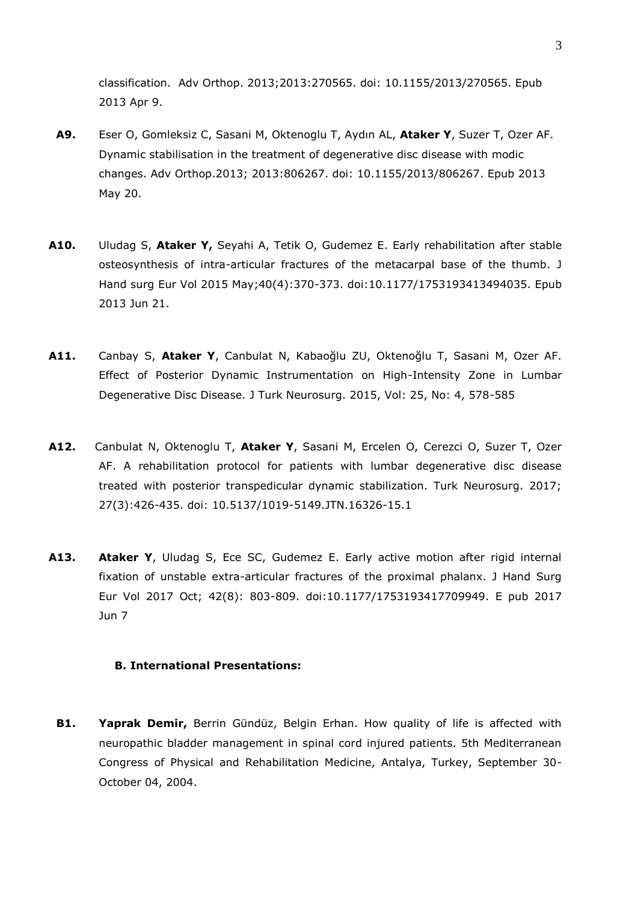classification. Adv Orthop. 2013;2013:270565. doi: 10.1155/2013/270565. Epub 2013 Apr 9.

**A9.** Eser O, Gomleksiz C, Sasani M, Oktenoglu T, Aydın AL, **Ataker Y**, Suzer T, Ozer AF. Dynamic stabilisation in the treatment of degenerative disc disease with modic changes. Adv Orthop.2013; 2013:806267. doi: 10.1155/2013/806267. Epub 2013 May 20.

**A10.** Uludag S, **Ataker Y,** Seyahi A, Tetik O, Gudemez E. Early rehabilitation after stable osteosynthesis of intra-articular fractures of the metacarpal base of the thumb. J Hand surg Eur Vol 2015 May;40(4):370-373. doi:10.1177/1753193413494035. Epub 2013 Jun 21.

**A11.** Canbay S, **Ataker Y**, Canbulat N, Kabaoğlu ZU, Oktenoğlu T, Sasani M, Ozer AF. Effect of Posterior Dynamic Instrumentation on High-Intensity Zone in Lumbar Degenerative Disc Disease. J Turk Neurosurg. 2015, Vol: 25, No: 4, 578-585

**A12.** Canbulat N, Oktenoglu T, **Ataker Y**, Sasani M, Ercelen O, Cerezci O, Suzer T, Ozer AF. A rehabilitation protocol for patients with lumbar degenerative disc disease treated with posterior transpedicular dynamic stabilization. Turk Neurosurg. 2017; 27(3):426-435. doi: 10.5137/1019-5149.JTN.16326-15.1

**A13.** **Ataker Y**, Uludag S, Ece SC, Gudemez E. Early active motion after rigid internal fixation of unstable extra-articular fractures of the proximal phalanx. J Hand Surg Eur Vol 2017 Oct; 42(8): 803-809. doi:10.1177/1753193417709949. E pub 2017 Jun 7

**B. International Presentations:**

**B1.** **Yaprak Demir,** Berrin Gündüz, Belgin Erhan. How quality of life is affected with neuropathic bladder management in spinal cord injured patients. 5th Mediterranean Congress of Physical and Rehabilitation Medicine, Antalya, Turkey, September 30-October 04, 2004.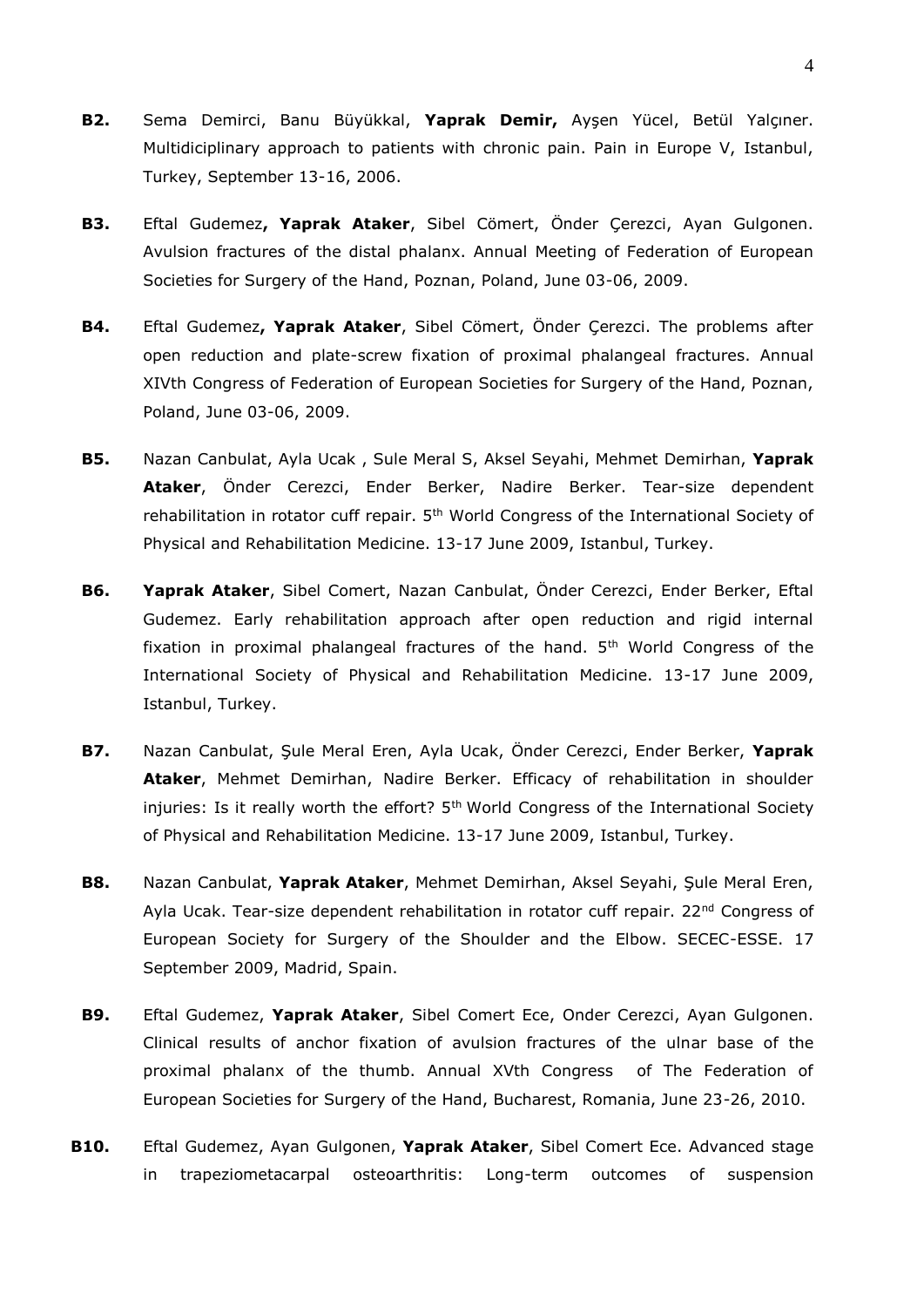**B2.** Sema Demirci, Banu Büyükkal, **Yaprak Demir,** Ayşen Yücel, Betül Yalçıner. Multidiciplinary approach to patients with chronic pain. Pain in Europe V, Istanbul, Turkey, September 13-16, 2006.

**B3.** Eftal Gudemez**, Yaprak Ataker**, Sibel Cömert, Önder Çerezci, Ayan Gulgonen. Avulsion fractures of the distal phalanx. Annual Meeting of Federation of European Societies for Surgery of the Hand, Poznan, Poland, June 03-06, 2009.

**B4.** Eftal Gudemez**, Yaprak Ataker**, Sibel Cömert, Önder Çerezci. The problems after open reduction and plate-screw fixation of proximal phalangeal fractures. Annual XIVth Congress of Federation of European Societies for Surgery of the Hand, Poznan, Poland, June 03-06, 2009.

**B5.** Nazan Canbulat, Ayla Ucak , Sule Meral S, Aksel Seyahi, Mehmet Demirhan, **Yaprak Ataker**, Önder Cerezci, Ender Berker, Nadire Berker. Tear-size dependent rehabilitation in rotator cuff repair. 5th World Congress of the International Society of Physical and Rehabilitation Medicine. 13-17 June 2009, Istanbul, Turkey.

**B6.** **Yaprak Ataker**, Sibel Comert, Nazan Canbulat, Önder Cerezci, Ender Berker, Eftal Gudemez. Early rehabilitation approach after open reduction and rigid internal fixation in proximal phalangeal fractures of the hand. 5th World Congress of the International Society of Physical and Rehabilitation Medicine. 13-17 June 2009, Istanbul, Turkey.

**B7.** Nazan Canbulat, Şule Meral Eren, Ayla Ucak, Önder Cerezci, Ender Berker, **Yaprak Ataker**, Mehmet Demirhan, Nadire Berker. Efficacy of rehabilitation in shoulder injuries: Is it really worth the effort? 5th World Congress of the International Society of Physical and Rehabilitation Medicine. 13-17 June 2009, Istanbul, Turkey.

**B8.** Nazan Canbulat, **Yaprak Ataker**, Mehmet Demirhan, Aksel Seyahi, Şule Meral Eren, Ayla Ucak. Tear-size dependent rehabilitation in rotator cuff repair. 22nd Congress of European Society for Surgery of the Shoulder and the Elbow. SECEC-ESSE. 17 September 2009, Madrid, Spain.

**B9.** Eftal Gudemez, **Yaprak Ataker**, Sibel Comert Ece, Onder Cerezci, Ayan Gulgonen. Clinical results of anchor fixation of avulsion fractures of the ulnar base of the proximal phalanx of the thumb. Annual XVth Congress of The Federation of European Societies for Surgery of the Hand, Bucharest, Romania, June 23-26, 2010.

**B10.** Eftal Gudemez, Ayan Gulgonen, **Yaprak Ataker**, Sibel Comert Ece. Advanced stage in trapeziometacarpal osteoarthritis: Long-term outcomes of suspension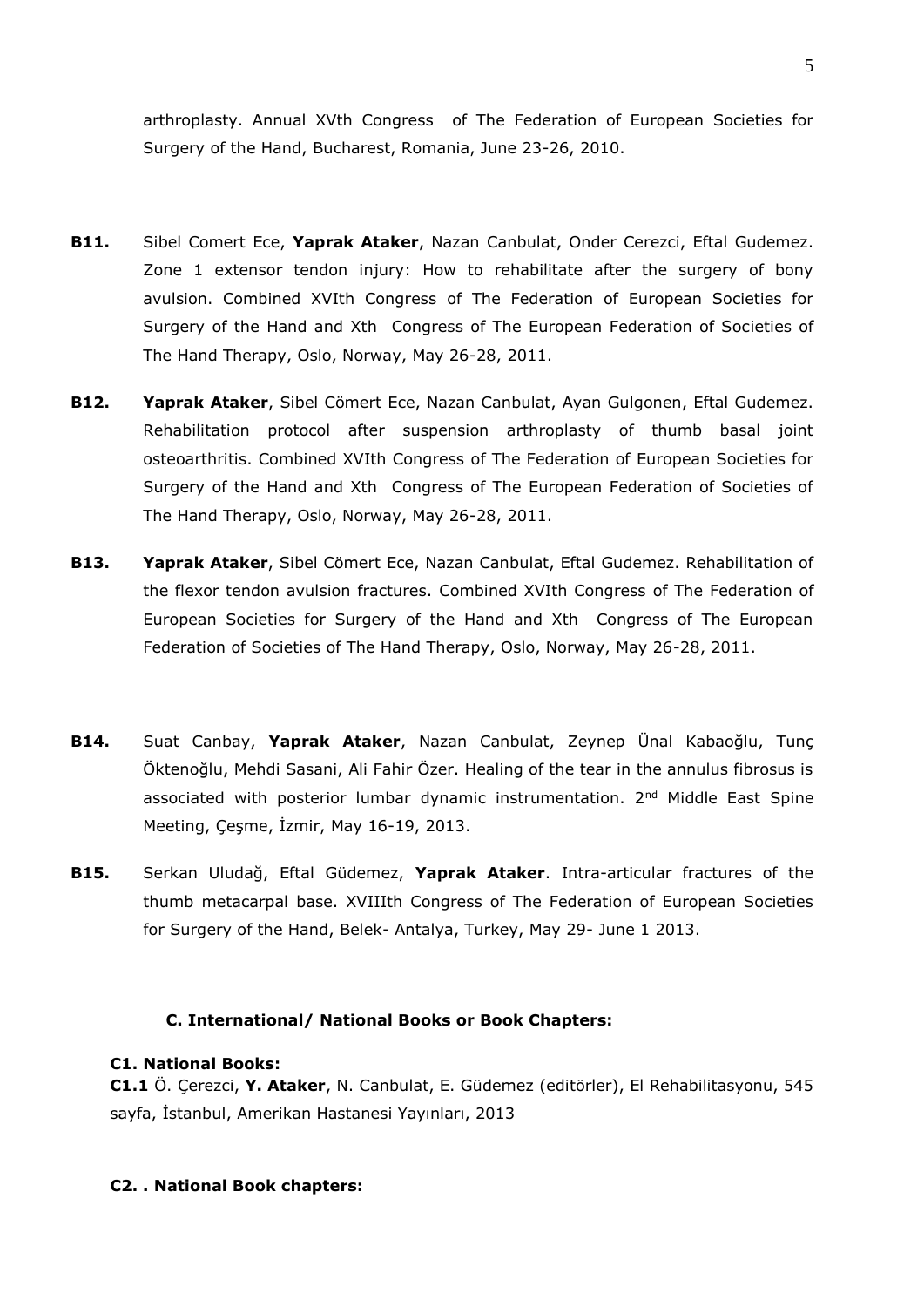arthroplasty. Annual XVth Congress of The Federation of European Societies for Surgery of the Hand, Bucharest, Romania, June 23-26, 2010.

**B11.** Sibel Comert Ece, **Yaprak Ataker**, Nazan Canbulat, Onder Cerezci, Eftal Gudemez. Zone 1 extensor tendon injury: How to rehabilitate after the surgery of bony avulsion. Combined XVIth Congress of The Federation of European Societies for Surgery of the Hand and Xth Congress of The European Federation of Societies of The Hand Therapy, Oslo, Norway, May 26-28, 2011.

**B12.** **Yaprak Ataker**, Sibel Cömert Ece, Nazan Canbulat, Ayan Gulgonen, Eftal Gudemez. Rehabilitation protocol after suspension arthroplasty of thumb basal joint osteoarthritis. Combined XVIth Congress of The Federation of European Societies for Surgery of the Hand and Xth Congress of The European Federation of Societies of The Hand Therapy, Oslo, Norway, May 26-28, 2011.

**B13.** **Yaprak Ataker**, Sibel Cömert Ece, Nazan Canbulat, Eftal Gudemez. Rehabilitation of the flexor tendon avulsion fractures. Combined XVIth Congress of The Federation of European Societies for Surgery of the Hand and Xth Congress of The European Federation of Societies of The Hand Therapy, Oslo, Norway, May 26-28, 2011.

**B14.** Suat Canbay, **Yaprak Ataker**, Nazan Canbulat, Zeynep Ünal Kabaoğlu, Tunç Öktenoğlu, Mehdi Sasani, Ali Fahir Özer. Healing of the tear in the annulus fibrosus is associated with posterior lumbar dynamic instrumentation. 2nd Middle East Spine Meeting, Çeşme, İzmir, May 16-19, 2013.

**B15.** Serkan Uludağ, Eftal Güdemez, **Yaprak Ataker**. Intra-articular fractures of the thumb metacarpal base. XVIIIth Congress of The Federation of European Societies for Surgery of the Hand, Belek- Antalya, Turkey, May 29- June 1 2013.

### C. International/ National Books or Book Chapters:

#### C1. National Books:

**C1.1** Ö. Çerezci, **Y. Ataker**, N. Canbulat, E. Güdemez (editörler), El Rehabilitasyonu, 545 sayfa, İstanbul, Amerikan Hastanesi Yayınları, 2013

#### C2. . National Book chapters: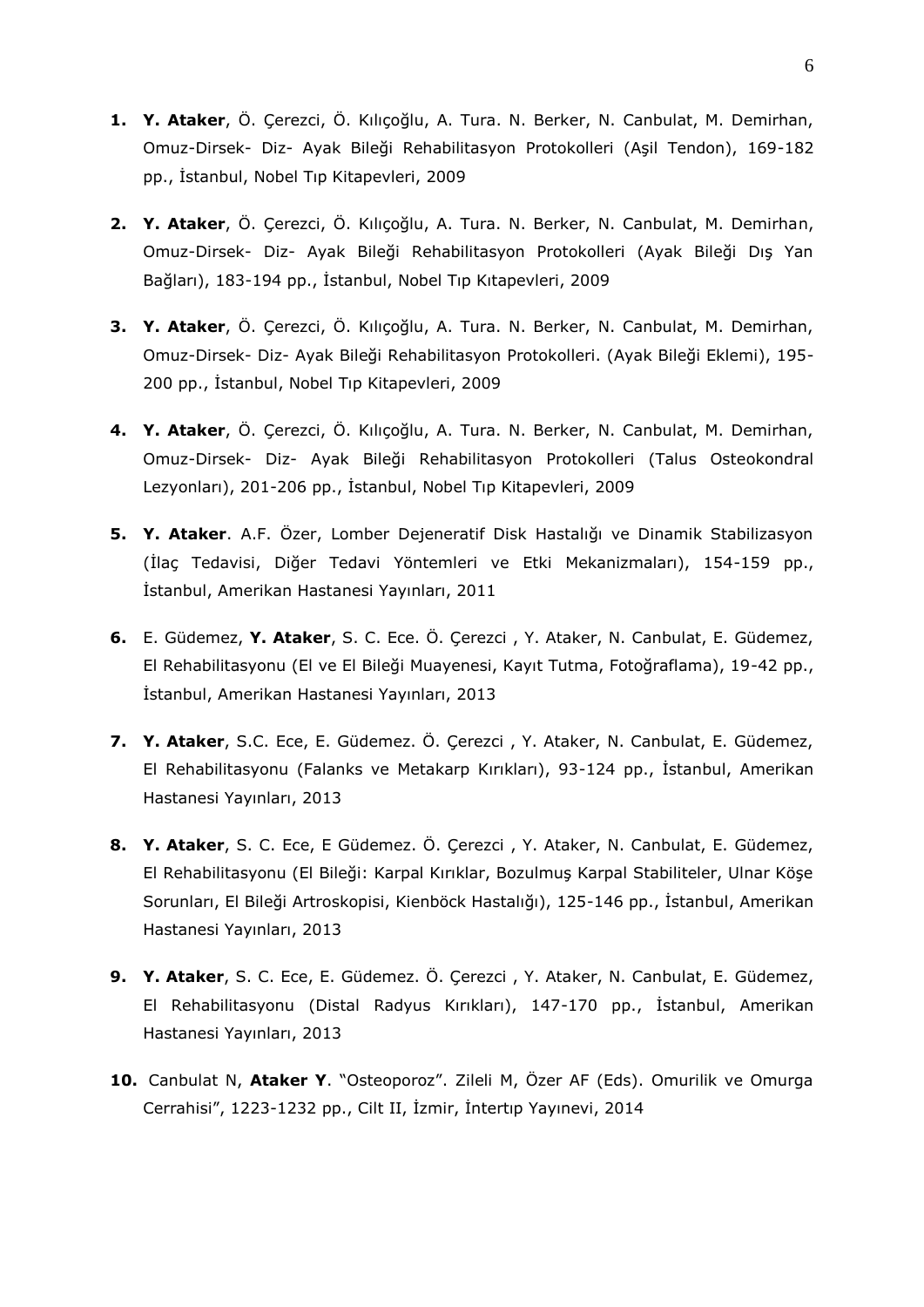1. **Y. Ataker**, Ö. Çerezci, Ö. Kılıçoğlu, A. Tura. N. Berker, N. Canbulat, M. Demirhan, Omuz-Dirsek- Diz- Ayak Bileği Rehabilitasyon Protokolleri (Aşil Tendon), 169-182 pp., İstanbul, Nobel Tıp Kitapevleri, 2009

2. **Y. Ataker**, Ö. Çerezci, Ö. Kılıçoğlu, A. Tura. N. Berker, N. Canbulat, M. Demirhan, Omuz-Dirsek- Diz- Ayak Bileği Rehabilitasyon Protokolleri (Ayak Bileği Dış Yan Bağları), 183-194 pp., İstanbul, Nobel Tıp Kıtapevleri, 2009

3. **Y. Ataker**, Ö. Çerezci, Ö. Kılıçoğlu, A. Tura. N. Berker, N. Canbulat, M. Demirhan, Omuz-Dirsek- Diz- Ayak Bileği Rehabilitasyon Protokolleri. (Ayak Bileği Eklemi), 195-200 pp., İstanbul, Nobel Tıp Kitapevleri, 2009

4. **Y. Ataker**, Ö. Çerezci, Ö. Kılıçoğlu, A. Tura. N. Berker, N. Canbulat, M. Demirhan, Omuz-Dirsek- Diz- Ayak Bileği Rehabilitasyon Protokolleri (Talus Osteokondral Lezyonları), 201-206 pp., İstanbul, Nobel Tıp Kitapevleri, 2009

5. **Y. Ataker**. A.F. Özer, Lomber Dejeneratif Disk Hastalığı ve Dinamik Stabilizasyon (İlaç Tedavisi, Diğer Tedavi Yöntemleri ve Etki Mekanizmaları), 154-159 pp., İstanbul, Amerikan Hastanesi Yayınları, 2011

6. E. Güdemez, **Y. Ataker**, S. C. Ece. Ö. Çerezci , Y. Ataker, N. Canbulat, E. Güdemez, El Rehabilitasyonu (El ve El Bileği Muayenesi, Kayıt Tutma, Fotoğraflama), 19-42 pp., İstanbul, Amerikan Hastanesi Yayınları, 2013

7. **Y. Ataker**, S.C. Ece, E. Güdemez. Ö. Çerezci , Y. Ataker, N. Canbulat, E. Güdemez, El Rehabilitasyonu (Falanks ve Metakarp Kırıkları), 93-124 pp., İstanbul, Amerikan Hastanesi Yayınları, 2013

8. **Y. Ataker**, S. C. Ece, E Güdemez. Ö. Çerezci , Y. Ataker, N. Canbulat, E. Güdemez, El Rehabilitasyonu (El Bileği: Karpal Kırıklar, Bozulmuş Karpal Stabiliteler, Ulnar Köşe Sorunları, El Bileği Artroskopisi, Kienböck Hastalığı), 125-146 pp., İstanbul, Amerikan Hastanesi Yayınları, 2013

9. **Y. Ataker**, S. C. Ece, E. Güdemez. Ö. Çerezci , Y. Ataker, N. Canbulat, E. Güdemez, El Rehabilitasyonu (Distal Radyus Kırıkları), 147-170 pp., İstanbul, Amerikan Hastanesi Yayınları, 2013

10. Canbulat N, **Ataker Y**. "Osteoporoz". Zileli M, Özer AF (Eds). Omurilik ve Omurga Cerrahisi", 1223-1232 pp., Cilt II, İzmir, İntertıp Yayınevi, 2014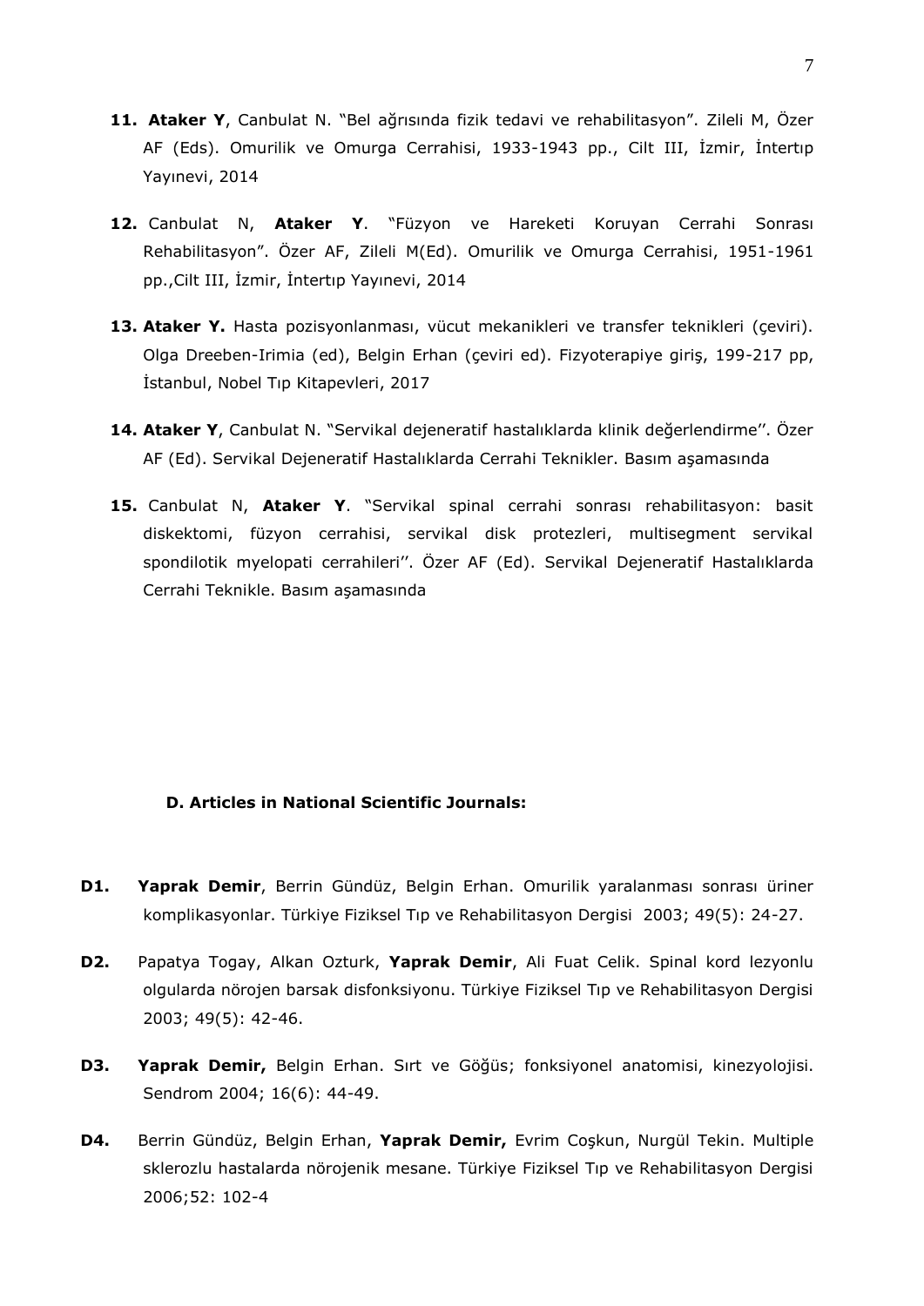11. **Ataker Y**, Canbulat N. "Bel ağrısında fizik tedavi ve rehabilitasyon". Zileli M, Özer AF (Eds). Omurilik ve Omurga Cerrahisi, 1933-1943 pp., Cilt III, İzmir, İntertıp Yayınevi, 2014

12. Canbulat N, **Ataker Y**. "Füzyon ve Hareketi Koruyan Cerrahi Sonrası Rehabilitasyon". Özer AF, Zileli M(Ed). Omurilik ve Omurga Cerrahisi, 1951-1961 pp.,Cilt III, İzmir, İntertıp Yayınevi, 2014

13. **Ataker Y.** Hasta pozisyonlanması, vücut mekanikleri ve transfer teknikleri (çeviri). Olga Dreeben-Irimia (ed), Belgin Erhan (çeviri ed). Fizyoterapiye giriş, 199-217 pp, İstanbul, Nobel Tıp Kitapevleri, 2017

14. **Ataker Y**, Canbulat N. "Servikal dejeneratif hastalıklarda klinik değerlendirme''. Özer AF (Ed). Servikal Dejeneratif Hastalıklarda Cerrahi Teknikler. Basım aşamasında

15. Canbulat N, **Ataker Y**. "Servikal spinal cerrahi sonrası rehabilitasyon: basit diskektomi, füzyon cerrahisi, servikal disk protezleri, multisegment servikal spondilotik myelopati cerrahileri''. Özer AF (Ed). Servikal Dejeneratif Hastalıklarda Cerrahi Teknikle. Basım aşamasında

### D. Articles in National Scientific Journals:

**D1.** **Yaprak Demir**, Berrin Gündüz, Belgin Erhan. Omurilik yaralanması sonrası üriner komplikasyonlar. Türkiye Fiziksel Tıp ve Rehabilitasyon Dergisi 2003; 49(5): 24-27.

**D2.** Papatya Togay, Alkan Ozturk, **Yaprak Demir**, Ali Fuat Celik. Spinal kord lezyonlu olgularda nörojen barsak disfonksiyonu. Türkiye Fiziksel Tıp ve Rehabilitasyon Dergisi 2003; 49(5): 42-46.

**D3.** **Yaprak Demir,** Belgin Erhan. Sırt ve Göğüs; fonksiyonel anatomisi, kinezyolojisi. Sendrom 2004; 16(6): 44-49.

**D4.** Berrin Gündüz, Belgin Erhan, **Yaprak Demir,** Evrim Coşkun, Nurgül Tekin. Multiple sklerozlu hastalarda nörojenik mesane. Türkiye Fiziksel Tıp ve Rehabilitasyon Dergisi 2006;52: 102-4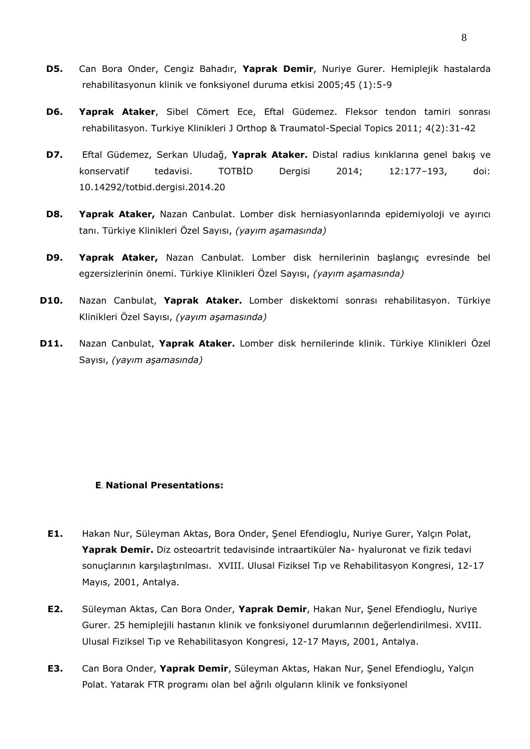**D5.** Can Bora Onder, Cengiz Bahadır, **Yaprak Demir**, Nuriye Gurer. Hemiplejik hastalarda rehabilitasyonun klinik ve fonksiyonel duruma etkisi 2005;45 (1):5-9

**D6.** **Yaprak Ataker**, Sibel Cömert Ece, Eftal Güdemez. Fleksor tendon tamiri sonrası rehabilitasyon. Turkiye Klinikleri J Orthop & Traumatol-Special Topics 2011; 4(2):31-42

**D7.** Eftal Güdemez, Serkan Uludağ, **Yaprak Ataker.** Distal radius kırıklarına genel bakış ve konservatif tedavisi. TOTBİD Dergisi 2014; 12:177–193, doi: 10.14292/totbid.dergisi.2014.20

**D8.** **Yaprak Ataker,** Nazan Canbulat. Lomber disk herniasyonlarında epidemiyoloji ve ayırıcı tanı. Türkiye Klinikleri Özel Sayısı, *(yayım aşamasında)*

**D9.** **Yaprak Ataker,** Nazan Canbulat. Lomber disk hernilerinin başlangıç evresinde bel egzersizlerinin önemi. Türkiye Klinikleri Özel Sayısı, *(yayım aşamasında)*

**D10.** Nazan Canbulat, **Yaprak Ataker.** Lomber diskektomi sonrası rehabilitasyon. Türkiye Klinikleri Özel Sayısı, *(yayım aşamasında)*

**D11.** Nazan Canbulat, **Yaprak Ataker.** Lomber disk hernilerinde klinik. Türkiye Klinikleri Özel Sayısı, *(yayım aşamasında)*

## E. National Presentations:

**E1.** Hakan Nur, Süleyman Aktas, Bora Onder, Şenel Efendioglu, Nuriye Gurer, Yalçın Polat, **Yaprak Demir.** Diz osteoartrit tedavisinde intraartiküler Na- hyaluronat ve fizik tedavi sonuçlarının karşılaştırılması. XVIII. Ulusal Fiziksel Tıp ve Rehabilitasyon Kongresi, 12-17 Mayıs, 2001, Antalya.

**E2.** Süleyman Aktas, Can Bora Onder, **Yaprak Demir**, Hakan Nur, Şenel Efendioglu, Nuriye Gurer. 25 hemiplejili hastanın klinik ve fonksiyonel durumlarının değerlendirilmesi. XVIII. Ulusal Fiziksel Tıp ve Rehabilitasyon Kongresi, 12-17 Mayıs, 2001, Antalya.

**E3.** Can Bora Onder, **Yaprak Demir**, Süleyman Aktas, Hakan Nur, Şenel Efendioglu, Yalçın Polat. Yatarak FTR programı olan bel ağrılı olguların klinik ve fonksiyonel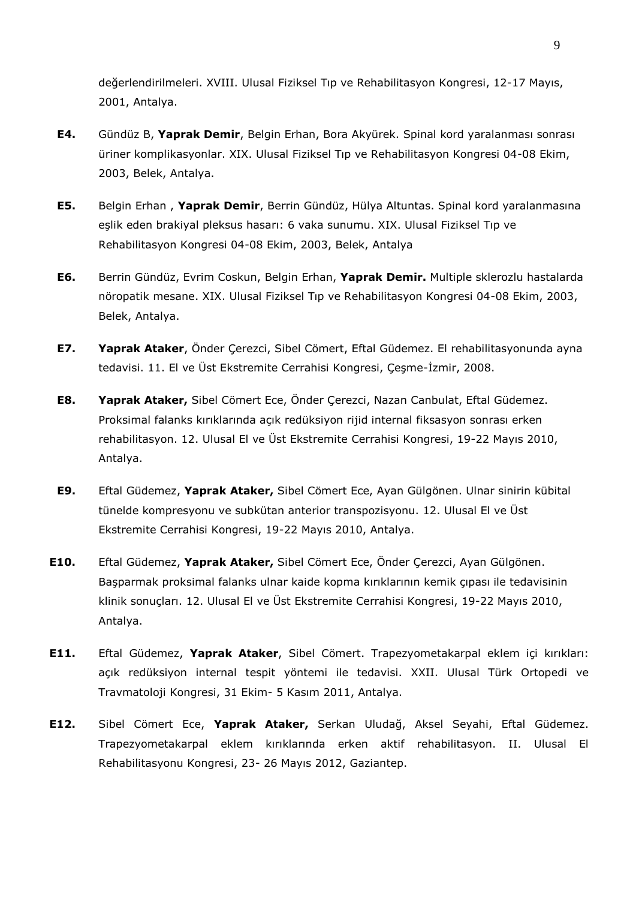değerlendirilmeleri. XVIII. Ulusal Fiziksel Tıp ve Rehabilitasyon Kongresi, 12-17 Mayıs, 2001, Antalya.

**E4.** Gündüz B, **Yaprak Demir**, Belgin Erhan, Bora Akyürek. Spinal kord yaralanması sonrası üriner komplikasyonlar. XIX. Ulusal Fiziksel Tıp ve Rehabilitasyon Kongresi 04-08 Ekim, 2003, Belek, Antalya.

**E5.** Belgin Erhan , **Yaprak Demir**, Berrin Gündüz, Hülya Altuntas. Spinal kord yaralanmasına eşlik eden brakiyal pleksus hasarı: 6 vaka sunumu. XIX. Ulusal Fiziksel Tıp ve Rehabilitasyon Kongresi 04-08 Ekim, 2003, Belek, Antalya

**E6.** Berrin Gündüz, Evrim Coskun, Belgin Erhan, **Yaprak Demir.** Multiple sklerozlu hastalarda nöropatik mesane. XIX. Ulusal Fiziksel Tıp ve Rehabilitasyon Kongresi 04-08 Ekim, 2003, Belek, Antalya.

**E7.** **Yaprak Ataker**, Önder Çerezci, Sibel Cömert, Eftal Güdemez. El rehabilitasyonunda ayna tedavisi. 11. El ve Üst Ekstremite Cerrahisi Kongresi, Çeşme-İzmir, 2008.

**E8.** **Yaprak Ataker,** Sibel Cömert Ece, Önder Çerezci, Nazan Canbulat, Eftal Güdemez. Proksimal falanks kırıklarında açık redüksiyon rijid internal fiksasyon sonrası erken rehabilitasyon. 12. Ulusal El ve Üst Ekstremite Cerrahisi Kongresi, 19-22 Mayıs 2010, Antalya.

**E9.** Eftal Güdemez, **Yaprak Ataker,** Sibel Cömert Ece, Ayan Gülgönen. Ulnar sinirin kübital tünelde kompresyonu ve subkütan anterior transpozisyonu. 12. Ulusal El ve Üst Ekstremite Cerrahisi Kongresi, 19-22 Mayıs 2010, Antalya.

**E10.** Eftal Güdemez, **Yaprak Ataker,** Sibel Cömert Ece, Önder Çerezci, Ayan Gülgönen. Başparmak proksimal falanks ulnar kaide kopma kırıklarının kemik çıpası ile tedavisinin klinik sonuçları. 12. Ulusal El ve Üst Ekstremite Cerrahisi Kongresi, 19-22 Mayıs 2010, Antalya.

**E11.** Eftal Güdemez, **Yaprak Ataker**, Sibel Cömert. Trapezyometakarpal eklem içi kırıkları: açık redüksiyon internal tespit yöntemi ile tedavisi. XXII. Ulusal Türk Ortopedi ve Travmatoloji Kongresi, 31 Ekim- 5 Kasım 2011, Antalya.

**E12.** Sibel Cömert Ece, **Yaprak Ataker,** Serkan Uludağ, Aksel Seyahi, Eftal Güdemez. Trapezyometakarpal eklem kırıklarında erken aktif rehabilitasyon. II. Ulusal El Rehabilitasyonu Kongresi, 23- 26 Mayıs 2012, Gaziantep.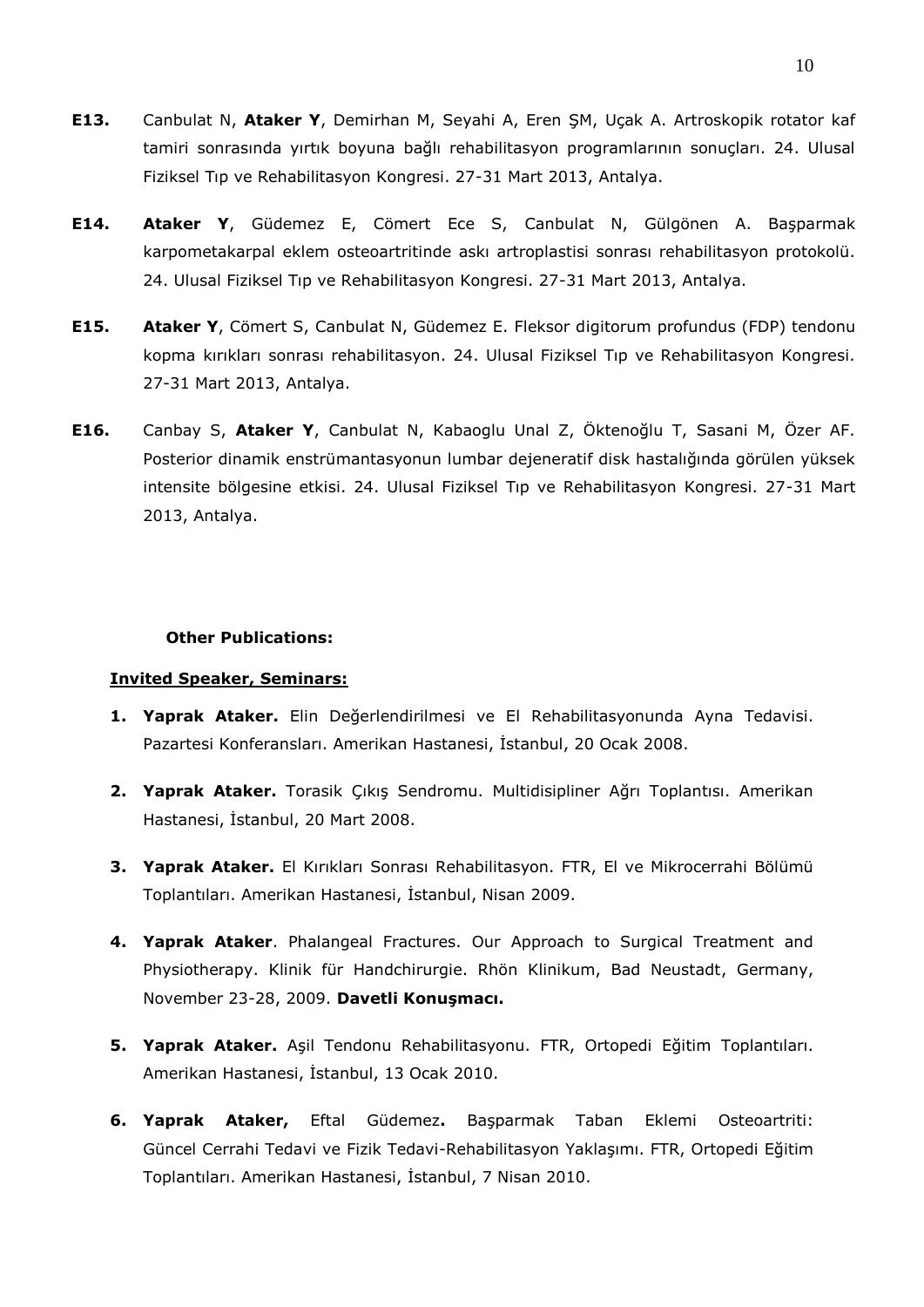**E13.** Canbulat N, **Ataker Y**, Demirhan M, Seyahi A, Eren ŞM, Uçak A. Artroskopik rotator kaf tamiri sonrasında yırtık boyuna bağlı rehabilitasyon programlarının sonuçları. 24. Ulusal Fiziksel Tıp ve Rehabilitasyon Kongresi. 27-31 Mart 2013, Antalya.

**E14.** **Ataker Y**, Güdemez E, Cömert Ece S, Canbulat N, Gülgönen A. Başparmak karpometakarpal eklem osteoartritinde askı artroplastisi sonrası rehabilitasyon protokolü. 24. Ulusal Fiziksel Tıp ve Rehabilitasyon Kongresi. 27-31 Mart 2013, Antalya.

**E15.** **Ataker Y**, Cömert S, Canbulat N, Güdemez E. Fleksor digitorum profundus (FDP) tendonu kopma kırıkları sonrası rehabilitasyon. 24. Ulusal Fiziksel Tıp ve Rehabilitasyon Kongresi. 27-31 Mart 2013, Antalya.

**E16.** Canbay S, **Ataker Y**, Canbulat N, Kabaoglu Unal Z, Öktenoğlu T, Sasani M, Özer AF. Posterior dinamik enstrümantasyonun lumbar dejeneratif disk hastalığında görülen yüksek intensite bölgesine etkisi. 24. Ulusal Fiziksel Tıp ve Rehabilitasyon Kongresi. 27-31 Mart 2013, Antalya.

**Other Publications:**

**Invited Speaker, Seminars:**

1. **Yaprak Ataker.** Elin Değerlendirilmesi ve El Rehabilitasyonunda Ayna Tedavisi. Pazartesi Konferansları. Amerikan Hastanesi, İstanbul, 20 Ocak 2008.
2. **Yaprak Ataker.** Torasik Çıkış Sendromu. Multidisipliner Ağrı Toplantısı. Amerikan Hastanesi, İstanbul, 20 Mart 2008.
3. **Yaprak Ataker.** El Kırıkları Sonrası Rehabilitasyon. FTR, El ve Mikrocerrahi Bölümü Toplantıları. Amerikan Hastanesi, İstanbul, Nisan 2009.
4. **Yaprak Ataker**. Phalangeal Fractures. Our Approach to Surgical Treatment and Physiotherapy. Klinik für Handchirurgie. Rhön Klinikum, Bad Neustadt, Germany, November 23-28, 2009. **Davetli Konuşmacı.**
5. **Yaprak Ataker.** Aşil Tendonu Rehabilitasyonu. FTR, Ortopedi Eğitim Toplantıları. Amerikan Hastanesi, İstanbul, 13 Ocak 2010.
6. **Yaprak Ataker,** Eftal Güdemez**.** Başparmak Taban Eklemi Osteoartriti: Güncel Cerrahi Tedavi ve Fizik Tedavi-Rehabilitasyon Yaklaşımı. FTR, Ortopedi Eğitim Toplantıları. Amerikan Hastanesi, İstanbul, 7 Nisan 2010.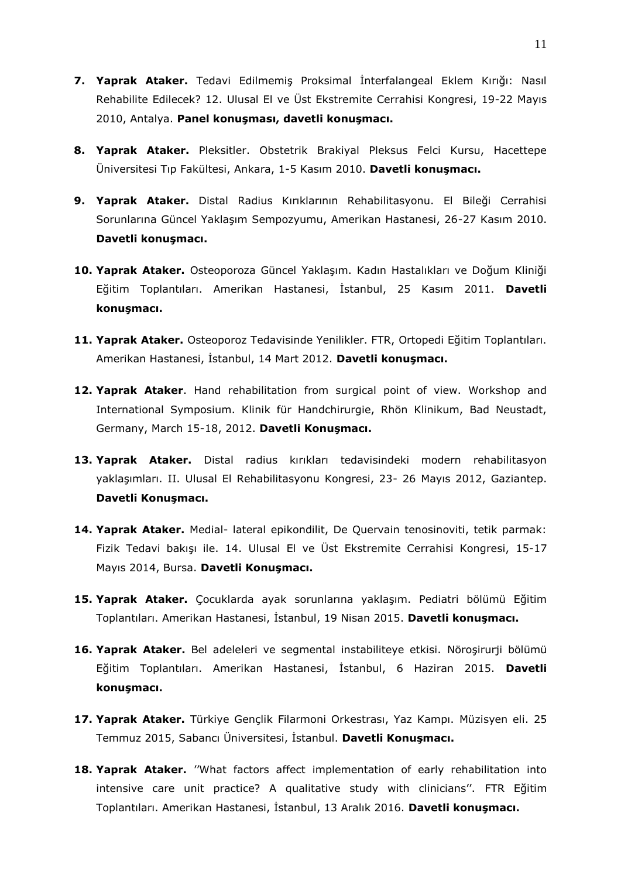7. **Yaprak Ataker.** Tedavi Edilmemiş Proksimal İnterfalangeal Eklem Kırığı: Nasıl Rehabilite Edilecek? 12. Ulusal El ve Üst Ekstremite Cerrahisi Kongresi, 19-22 Mayıs 2010, Antalya. **Panel konuşması, davetli konuşmacı.**

8. **Yaprak Ataker.** Pleksitler. Obstetrik Brakiyal Pleksus Felci Kursu, Hacettepe Üniversitesi Tıp Fakültesi, Ankara, 1-5 Kasım 2010. **Davetli konuşmacı.**

9. **Yaprak Ataker.** Distal Radius Kırıklarının Rehabilitasyonu. El Bileği Cerrahisi Sorunlarına Güncel Yaklaşım Sempozyumu, Amerikan Hastanesi, 26-27 Kasım 2010. **Davetli konuşmacı.**

10. **Yaprak Ataker.** Osteoporoza Güncel Yaklaşım. Kadın Hastalıkları ve Doğum Kliniği Eğitim Toplantıları. Amerikan Hastanesi, İstanbul, 25 Kasım 2011. **Davetli konuşmacı.**

11. **Yaprak Ataker.** Osteoporoz Tedavisinde Yenilikler. FTR, Ortopedi Eğitim Toplantıları. Amerikan Hastanesi, İstanbul, 14 Mart 2012. **Davetli konuşmacı.**

12. **Yaprak Ataker**. Hand rehabilitation from surgical point of view. Workshop and International Symposium. Klinik für Handchirurgie, Rhön Klinikum, Bad Neustadt, Germany, March 15-18, 2012. **Davetli Konuşmacı.**

13. **Yaprak Ataker.** Distal radius kırıkları tedavisindeki modern rehabilitasyon yaklaşımları. II. Ulusal El Rehabilitasyonu Kongresi, 23- 26 Mayıs 2012, Gaziantep. **Davetli Konuşmacı.**

14. **Yaprak Ataker.** Medial- lateral epikondilit, De Quervain tenosinoviti, tetik parmak: Fizik Tedavi bakışı ile. 14. Ulusal El ve Üst Ekstremite Cerrahisi Kongresi, 15-17 Mayıs 2014, Bursa. **Davetli Konuşmacı.**

15. **Yaprak Ataker.** Çocuklarda ayak sorunlarına yaklaşım. Pediatri bölümü Eğitim Toplantıları. Amerikan Hastanesi, İstanbul, 19 Nisan 2015. **Davetli konuşmacı.**

16. **Yaprak Ataker.** Bel adeleleri ve segmental instabiliteye etkisi. Nöroşirurji bölümü Eğitim Toplantıları. Amerikan Hastanesi, İstanbul, 6 Haziran 2015. **Davetli konuşmacı.**

17. **Yaprak Ataker.** Türkiye Gençlik Filarmoni Orkestrası, Yaz Kampı. Müzisyen eli. 25 Temmuz 2015, Sabancı Üniversitesi, İstanbul. **Davetli Konuşmacı.**

18. **Yaprak Ataker.** ''What factors affect implementation of early rehabilitation into intensive care unit practice? A qualitative study with clinicians''. FTR Eğitim Toplantıları. Amerikan Hastanesi, İstanbul, 13 Aralık 2016. **Davetli konuşmacı.**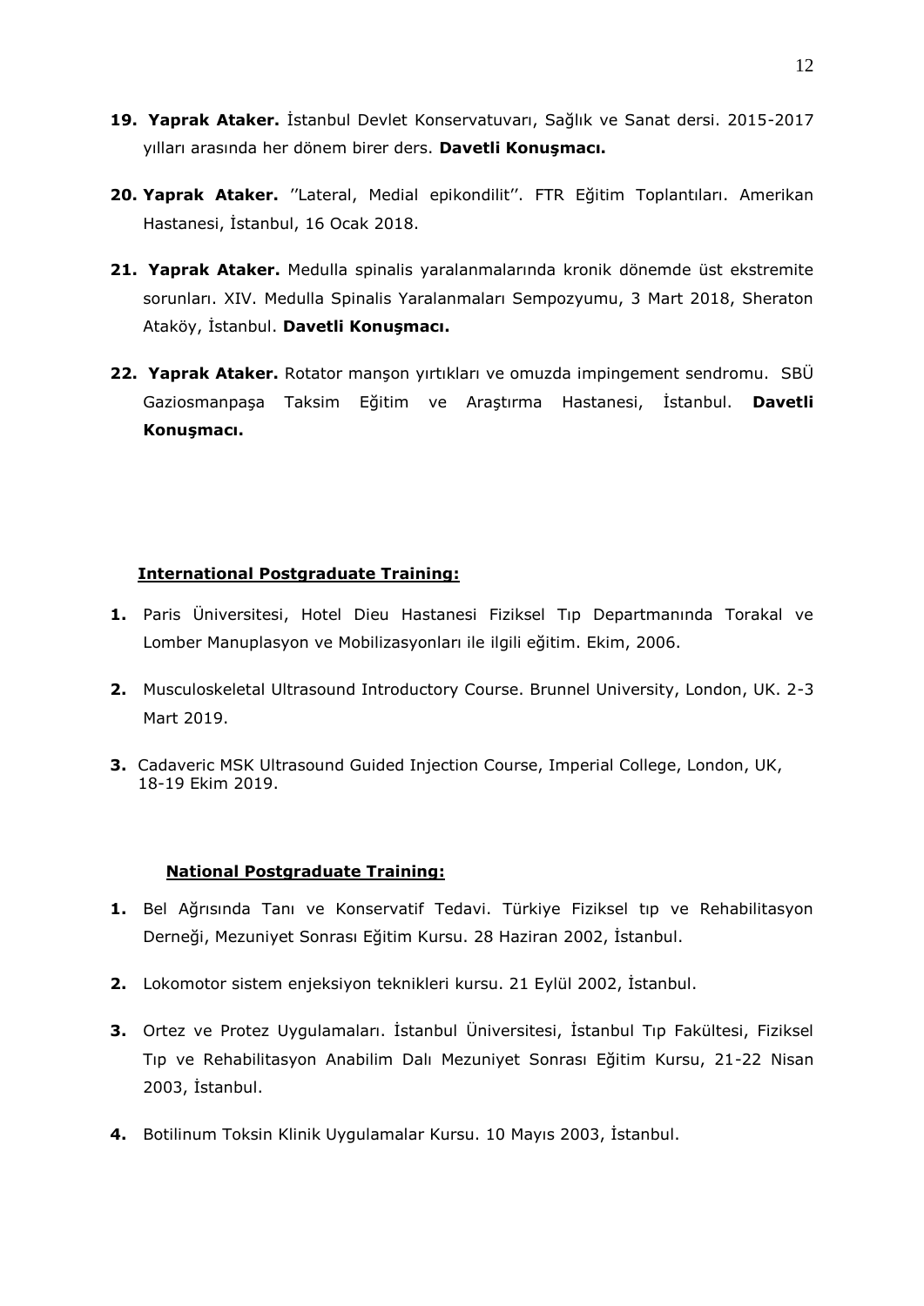19. **Yaprak Ataker.** İstanbul Devlet Konservatuvarı, Sağlık ve Sanat dersi. 2015-2017 yılları arasında her dönem birer ders. **Davetli Konuşmacı.**

20. **Yaprak Ataker.** ''Lateral, Medial epikondilit''. FTR Eğitim Toplantıları. Amerikan Hastanesi, İstanbul, 16 Ocak 2018.

21. **Yaprak Ataker.** Medulla spinalis yaralanmalarında kronik dönemde üst ekstremite sorunları. XIV. Medulla Spinalis Yaralanmaları Sempozyumu, 3 Mart 2018, Sheraton Ataköy, İstanbul. **Davetli Konuşmacı.**

22. **Yaprak Ataker.** Rotator manşon yırtıkları ve omuzda impingement sendromu. SBÜ Gaziosmanpaşa Taksim Eğitim ve Araştırma Hastanesi, İstanbul. **Davetli Konuşmacı.**

**International Postgraduate Training:**

1. Paris Üniversitesi, Hotel Dieu Hastanesi Fiziksel Tıp Departmanında Torakal ve Lomber Manuplasyon ve Mobilizasyonları ile ilgili eğitim. Ekim, 2006.

2. Musculoskeletal Ultrasound Introductory Course. Brunnel University, London, UK. 2-3 Mart 2019.

3. Cadaveric MSK Ultrasound Guided Injection Course, Imperial College, London, UK, 18-19 Ekim 2019.

**National Postgraduate Training:**

1. Bel Ağrısında Tanı ve Konservatif Tedavi. Türkiye Fiziksel tıp ve Rehabilitasyon Derneği, Mezuniyet Sonrası Eğitim Kursu. 28 Haziran 2002, İstanbul.

2. Lokomotor sistem enjeksiyon teknikleri kursu. 21 Eylül 2002, İstanbul.

3. Ortez ve Protez Uygulamaları. İstanbul Üniversitesi, İstanbul Tıp Fakültesi, Fiziksel Tıp ve Rehabilitasyon Anabilim Dalı Mezuniyet Sonrası Eğitim Kursu, 21-22 Nisan 2003, İstanbul.

4. Botilinum Toksin Klinik Uygulamalar Kursu. 10 Mayıs 2003, İstanbul.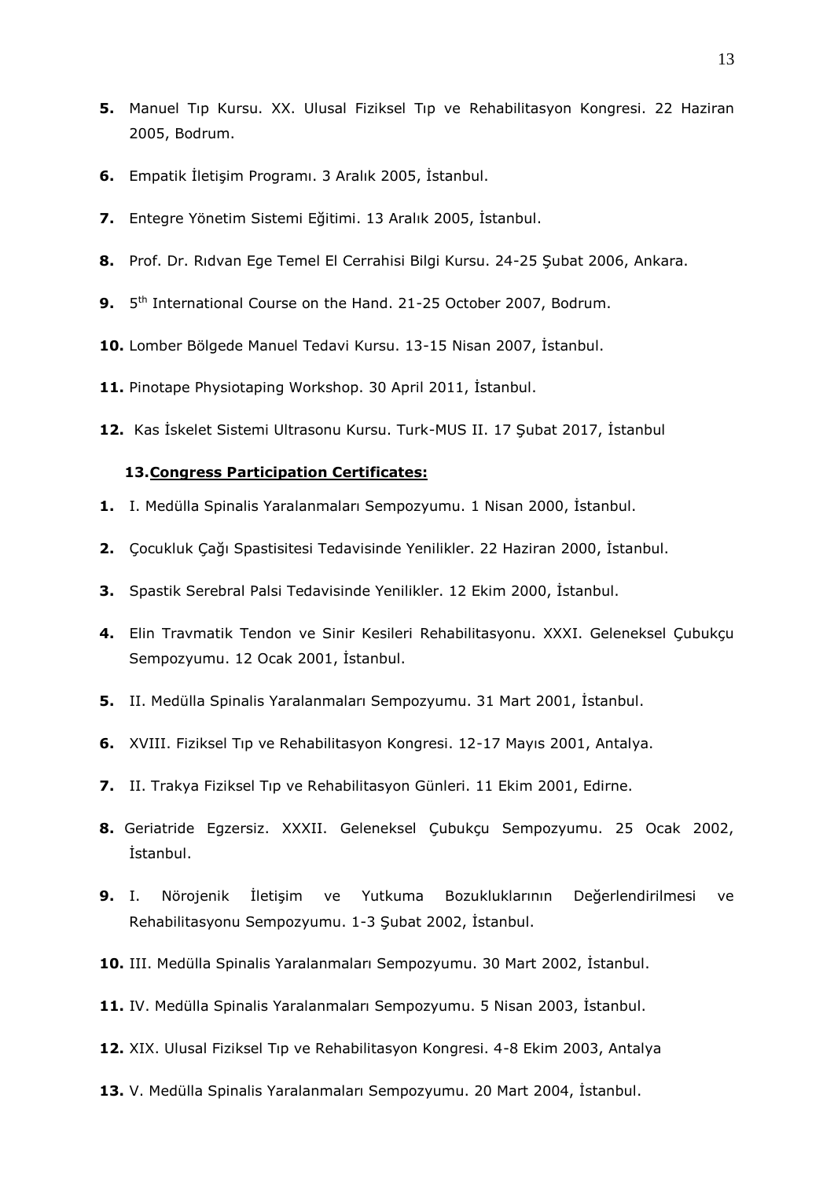**5.** Manuel Tıp Kursu. XX. Ulusal Fiziksel Tıp ve Rehabilitasyon Kongresi. 22 Haziran 2005, Bodrum.

**6.** Empatik İletişim Programı. 3 Aralık 2005, İstanbul.

**7.** Entegre Yönetim Sistemi Eğitimi. 13 Aralık 2005, İstanbul.

**8.** Prof. Dr. Rıdvan Ege Temel El Cerrahisi Bilgi Kursu. 24-25 Şubat 2006, Ankara.

**9.** 5th International Course on the Hand. 21-25 October 2007, Bodrum.

**10.** Lomber Bölgede Manuel Tedavi Kursu. 13-15 Nisan 2007, İstanbul.

**11.** Pinotape Physiotaping Workshop. 30 April 2011, İstanbul.

**12.** Kas İskelet Sistemi Ultrasonu Kursu. Turk-MUS II. 17 Şubat 2017, İstanbul

**13.** **<u>Congress Participation Certificates:</u>**

**1.** I. Medülla Spinalis Yaralanmaları Sempozyumu. 1 Nisan 2000, İstanbul.

**2.** Çocukluk Çağı Spastisitesi Tedavisinde Yenilikler. 22 Haziran 2000, İstanbul.

**3.** Spastik Serebral Palsi Tedavisinde Yenilikler. 12 Ekim 2000, İstanbul.

**4.** Elin Travmatik Tendon ve Sinir Kesileri Rehabilitasyonu. XXXI. Geleneksel Çubukçu Sempozyumu. 12 Ocak 2001, İstanbul.

**5.** II. Medülla Spinalis Yaralanmaları Sempozyumu. 31 Mart 2001, İstanbul.

**6.** XVIII. Fiziksel Tıp ve Rehabilitasyon Kongresi. 12-17 Mayıs 2001, Antalya.

**7.** II. Trakya Fiziksel Tıp ve Rehabilitasyon Günleri. 11 Ekim 2001, Edirne.

**8.** Geriatride Egzersiz. XXXII. Geleneksel Çubukçu Sempozyumu. 25 Ocak 2002, İstanbul.

**9.** I. Nörojenik İletişim ve Yutkuma Bozukluklarının Değerlendirilmesi ve Rehabilitasyonu Sempozyumu. 1-3 Şubat 2002, İstanbul.

**10.** III. Medülla Spinalis Yaralanmaları Sempozyumu. 30 Mart 2002, İstanbul.

**11.** IV. Medülla Spinalis Yaralanmaları Sempozyumu. 5 Nisan 2003, İstanbul.

**12.** XIX. Ulusal Fiziksel Tıp ve Rehabilitasyon Kongresi. 4-8 Ekim 2003, Antalya

**13.** V. Medülla Spinalis Yaralanmaları Sempozyumu. 20 Mart 2004, İstanbul.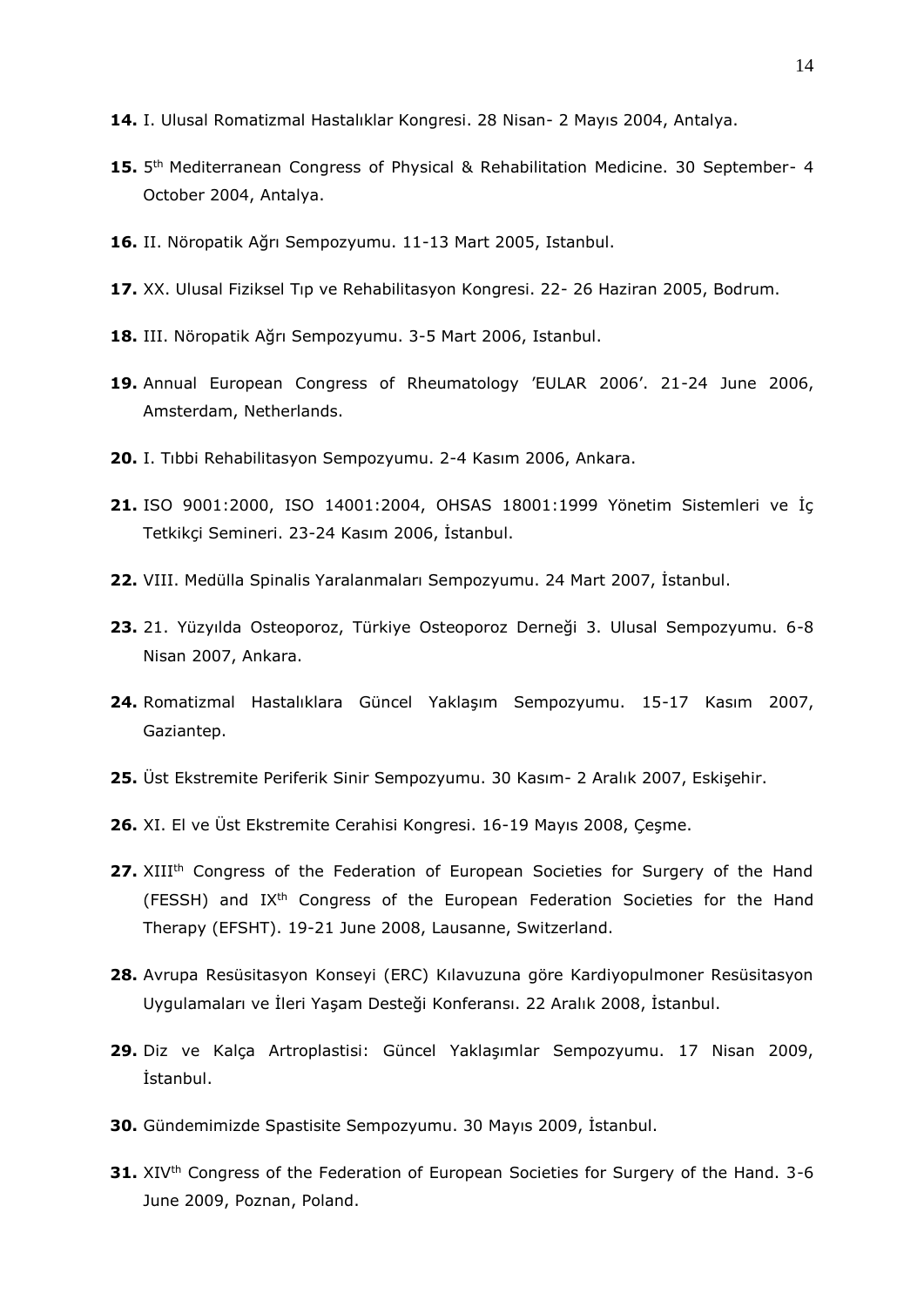**14.** I. Ulusal Romatizmal Hastalıklar Kongresi. 28 Nisan- 2 Mayıs 2004, Antalya.

**15.** 5th Mediterranean Congress of Physical & Rehabilitation Medicine. 30 September- 4 October 2004, Antalya.

**16.** II. Nöropatik Ağrı Sempozyumu. 11-13 Mart 2005, Istanbul.

**17.** XX. Ulusal Fiziksel Tıp ve Rehabilitasyon Kongresi. 22- 26 Haziran 2005, Bodrum.

**18.** III. Nöropatik Ağrı Sempozyumu. 3-5 Mart 2006, Istanbul.

**19.** Annual European Congress of Rheumatology 'EULAR 2006'. 21-24 June 2006, Amsterdam, Netherlands.

**20.** I. Tıbbi Rehabilitasyon Sempozyumu. 2-4 Kasım 2006, Ankara.

**21.** ISO 9001:2000, ISO 14001:2004, OHSAS 18001:1999 Yönetim Sistemleri ve İç Tetkikçi Semineri. 23-24 Kasım 2006, İstanbul.

**22.** VIII. Medülla Spinalis Yaralanmaları Sempozyumu. 24 Mart 2007, İstanbul.

**23.** 21. Yüzyılda Osteoporoz, Türkiye Osteoporoz Derneği 3. Ulusal Sempozyumu. 6-8 Nisan 2007, Ankara.

**24.** Romatizmal Hastalıklara Güncel Yaklaşım Sempozyumu. 15-17 Kasım 2007, Gaziantep.

**25.** Üst Ekstremite Periferik Sinir Sempozyumu. 30 Kasım- 2 Aralık 2007, Eskişehir.

**26.** XI. El ve Üst Ekstremite Cerahisi Kongresi. 16-19 Mayıs 2008, Çeşme.

**27.** XIIIth Congress of the Federation of European Societies for Surgery of the Hand (FESSH) and IXth Congress of the European Federation Societies for the Hand Therapy (EFSHT). 19-21 June 2008, Lausanne, Switzerland.

**28.** Avrupa Resüsitasyon Konseyi (ERC) Kılavuzuna göre Kardiyopulmoner Resüsitasyon Uygulamaları ve İleri Yaşam Desteği Konferansı. 22 Aralık 2008, İstanbul.

**29.** Diz ve Kalça Artroplastisi: Güncel Yaklaşımlar Sempozyumu. 17 Nisan 2009, İstanbul.

**30.** Gündemimizde Spastisite Sempozyumu. 30 Mayıs 2009, İstanbul.

**31.** XIVth Congress of the Federation of European Societies for Surgery of the Hand. 3-6 June 2009, Poznan, Poland.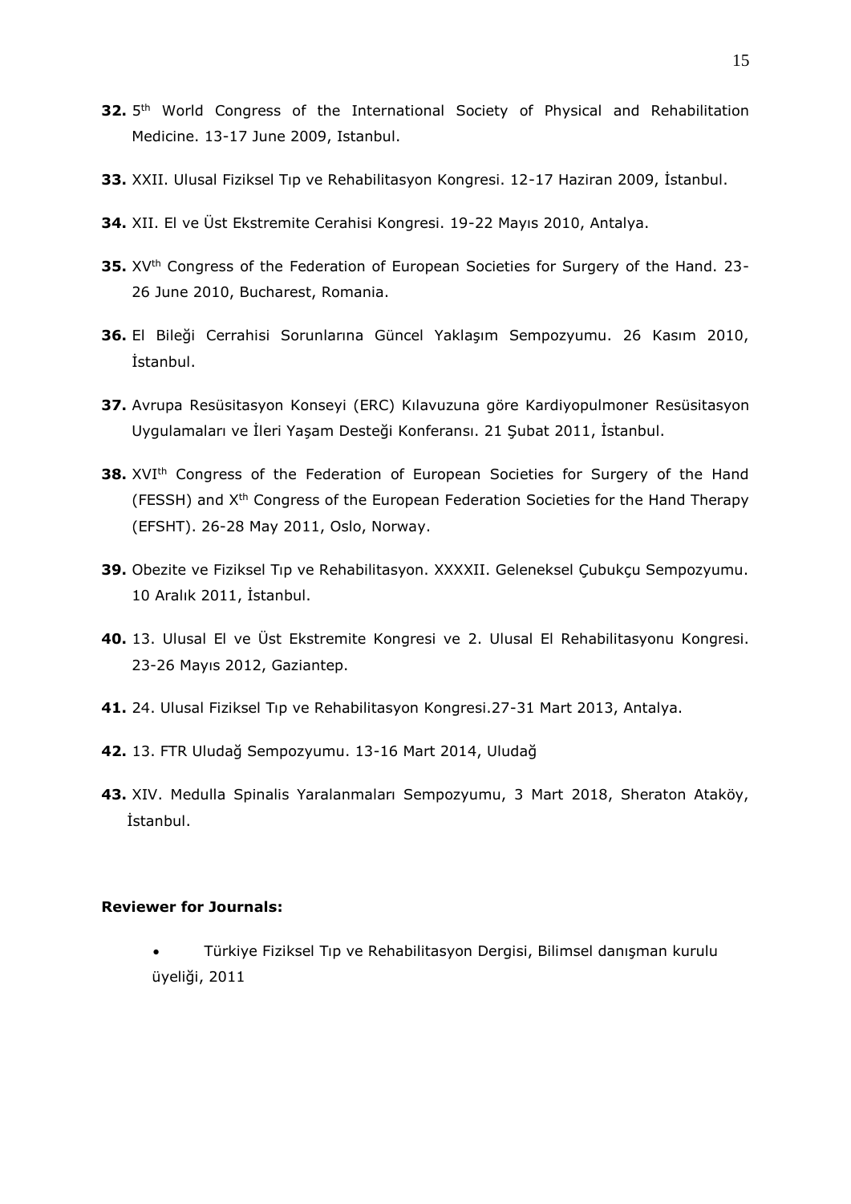**32.** 5th World Congress of the International Society of Physical and Rehabilitation Medicine. 13-17 June 2009, Istanbul.

**33.** XXII. Ulusal Fiziksel Tıp ve Rehabilitasyon Kongresi. 12-17 Haziran 2009, İstanbul.

**34.** XII. El ve Üst Ekstremite Cerahisi Kongresi. 19-22 Mayıs 2010, Antalya.

**35.** XVth Congress of the Federation of European Societies for Surgery of the Hand. 23-26 June 2010, Bucharest, Romania.

**36.** El Bileği Cerrahisi Sorunlarına Güncel Yaklaşım Sempozyumu. 26 Kasım 2010, İstanbul.

**37.** Avrupa Resüsitasyon Konseyi (ERC) Kılavuzuna göre Kardiyopulmoner Resüsitasyon Uygulamaları ve İleri Yaşam Desteği Konferansı. 21 Şubat 2011, İstanbul.

**38.** XVIth Congress of the Federation of European Societies for Surgery of the Hand (FESSH) and Xth Congress of the European Federation Societies for the Hand Therapy (EFSHT). 26-28 May 2011, Oslo, Norway.

**39.** Obezite ve Fiziksel Tıp ve Rehabilitasyon. XXXXII. Geleneksel Çubukçu Sempozyumu. 10 Aralık 2011, İstanbul.

**40.** 13. Ulusal El ve Üst Ekstremite Kongresi ve 2. Ulusal El Rehabilitasyonu Kongresi. 23-26 Mayıs 2012, Gaziantep.

**41.** 24. Ulusal Fiziksel Tıp ve Rehabilitasyon Kongresi.27-31 Mart 2013, Antalya.

**42.** 13. FTR Uludağ Sempozyumu. 13-16 Mart 2014, Uludağ

**43.** XIV. Medulla Spinalis Yaralanmaları Sempozyumu, 3 Mart 2018, Sheraton Ataköy, İstanbul.

**Reviewer for Journals:**

- Türkiye Fiziksel Tıp ve Rehabilitasyon Dergisi, Bilimsel danışman kurulu üyeliği, 2011